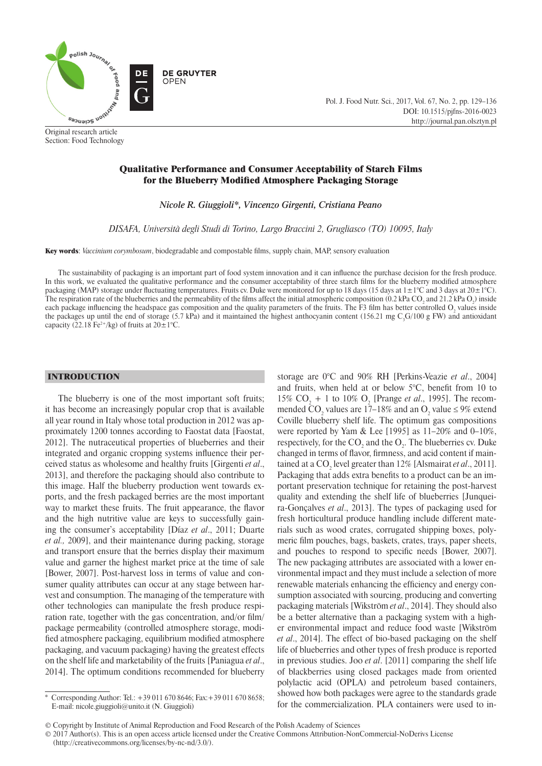Original research article
Section: Food Technology

# Qualitative Performance and Consumer Acceptability of Starch Films for the Blueberry Modified Atmosphere Packaging Storage

*Nicole R. Giuggioli\*, Vincenzo Girgenti, Cristiana Peano*

*DISAFA, Università degli Studi di Torino, Largo Braccini 2, Grugliasco (TO) 10095, Italy*

**Key words**: *Vaccinium corymbosum*, biodegradable and compostable films, supply chain, MAP, sensory evaluation

The sustainability of packaging is an important part of food system innovation and it can influence the purchase decision for the fresh produce. In this work, we evaluated the qualitative performance and the consumer acceptability of three starch films for the blueberry modified atmosphere packaging (MAP) storage under fluctuating temperatures. Fruits cv. Duke were monitored for up to 18 days (15 days at 1±1°C and 3 days at 20±1°C). The respiration rate of the blueberries and the permeability of the films affect the initial atmospheric composition (0.2 kPa $CO_2$ and 21.2 kPa $O_2$) inside each package influencing the headspace gas composition and the quality parameters of the fruits. The F3 film has better controlled $O_2$ values inside the packages up until the end of storage (5.7 kPa) and it maintained the highest anthocyanin content (156.21 mg $C_3G$/100 g FW) and antioxidant capacity (22.18 $Fe^{2+}$/kg) of fruits at 20±1°C.

## INTRODUCTION

The blueberry is one of the most important soft fruits; it has become an increasingly popular crop that is available all year round in Italy whose total production in 2012 was approximately 1200 tonnes according to Faostat data [Faostat, 2012]. The nutraceutical properties of blueberries and their integrated and organic cropping systems influence their perceived status as wholesome and healthy fruits [Girgenti *et al*., 2013], and therefore the packaging should also contribute to this image. Half the blueberry production went towards exports, and the fresh packaged berries are the most important way to market these fruits. The fruit appearance, the flavor and the high nutritive value are keys to successfully gaining the consumer's acceptability [Díaz *et al*., 2011; Duarte *et al.,* 2009], and their maintenance during packing, storage and transport ensure that the berries display their maximum value and garner the highest market price at the time of sale [Bower, 2007]. Post-harvest loss in terms of value and consumer quality attributes can occur at any stage between harvest and consumption. The managing of the temperature with other technologies can manipulate the fresh produce respiration rate, together with the gas concentration, and/or film/package permeability (controlled atmosphere storage, modified atmosphere packaging, equilibrium modified atmosphere packaging, and vacuum packaging) having the greatest effects on the shelf life and marketability of the fruits [Paniagua *et al*., 2014]. The optimum conditions recommended for blueberry storage are 0°C and 90% RH [Perkins-Veazie *et al*., 2004] and fruits, when held at or below 5°C, benefit from 10 to 15% $CO_2$ + 1 to 10% $O_2$ [Prange *et al*., 1995]. The recommended $CO_2$ values are 17–18% and an $O_2$ value ≤ 9% extend Coville blueberry shelf life. The optimum gas compositions were reported by Yam & Lee [1995] as 11–20% and 0–10%, respectively, for the $CO_2$ and the $O_2$. The blueberries cv. Duke changed in terms of flavor, firmness, and acid content if maintained at a $CO_2$ level greater than 12% [Alsmairat *et al*., 2011]. Packaging that adds extra benefits to a product can be an important preservation technique for retaining the post-harvest quality and extending the shelf life of blueberries [Junqueira-Gonçalves *et al*., 2013]. The types of packaging used for fresh horticultural produce handling include different materials such as wood crates, corrugated shipping boxes, polymeric film pouches, bags, baskets, crates, trays, paper sheets, and pouches to respond to specific needs [Bower, 2007]. The new packaging attributes are associated with a lower environmental impact and they must include a selection of more renewable materials enhancing the efficiency and energy consumption associated with sourcing, producing and converting packaging materials [Wikström *et al*., 2014]. They should also be a better alternative than a packaging system with a higher environmental impact and reduce food waste [Wikström *et al*., 2014]. The effect of bio-based packaging on the shelf life of blueberries and other types of fresh produce is reported in previous studies. Joo *et al*. [2011] comparing the shelf life of blackberries using closed packages made from oriented polylactic acid (OPLA) and petroleum based containers, showed how both packages were agree to the standards grade for the commercialization. PLA containers were used to in-

\* Corresponding Author: Tel.: +39 011 670 8646; Fax: +39 011 670 8658; E-mail: nicole.giuggioli@unito.it (N. Giuggioli)

© Copyright by Institute of Animal Reproduction and Food Research of the Polish Academy of Sciences
© 2017 Author(s). This is an open access article licensed under the Creative Commons Attribution-NonCommercial-NoDerivs License (http://creativecommons.org/licenses/by-nc-nd/3.0/).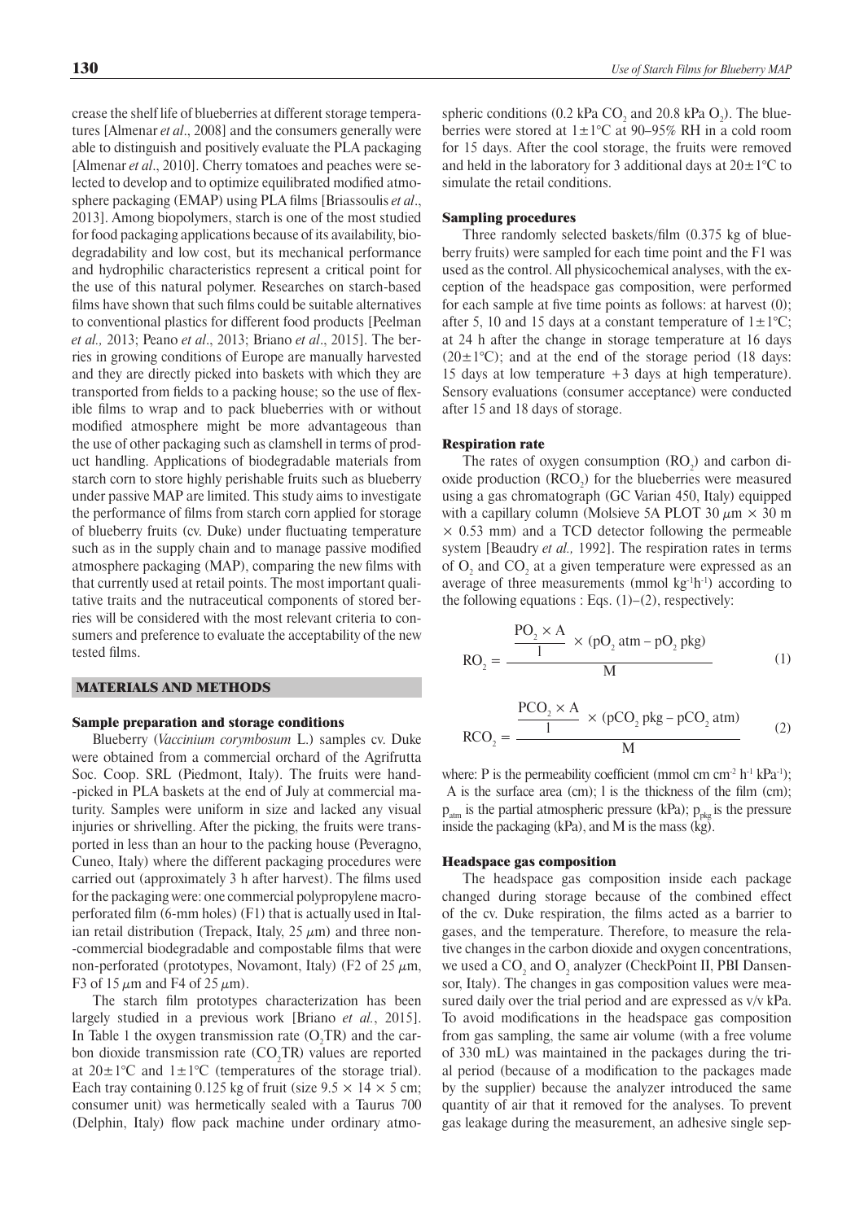crease the shelf life of blueberries at different storage temperatures [Almenar *et al*., 2008] and the consumers generally were able to distinguish and positively evaluate the PLA packaging [Almenar *et al*., 2010]. Cherry tomatoes and peaches were selected to develop and to optimize equilibrated modified atmosphere packaging (EMAP) using PLA films [Briassoulis *et al*., 2013]. Among biopolymers, starch is one of the most studied for food packaging applications because of its availability, biodegradability and low cost, but its mechanical performance and hydrophilic characteristics represent a critical point for the use of this natural polymer. Researches on starch-based films have shown that such films could be suitable alternatives to conventional plastics for different food products [Peelman *et al.,* 2013; Peano *et al*., 2013; Briano *et al*., 2015]. The berries in growing conditions of Europe are manually harvested and they are directly picked into baskets with which they are transported from fields to a packing house; so the use of flexible films to wrap and to pack blueberries with or without modified atmosphere might be more advantageous than the use of other packaging such as clamshell in terms of product handling. Applications of biodegradable materials from starch corn to store highly perishable fruits such as blueberry under passive MAP are limited. This study aims to investigate the performance of films from starch corn applied for storage of blueberry fruits (cv. Duke) under fluctuating temperature such as in the supply chain and to manage passive modified atmosphere packaging (MAP), comparing the new films with that currently used at retail points. The most important qualitative traits and the nutraceutical components of stored berries will be considered with the most relevant criteria to consumers and preference to evaluate the acceptability of the new tested films.

## MATERIALS AND METHODS

### Sample preparation and storage conditions

Blueberry (*Vaccinium corymbosum* L.) samples cv. Duke were obtained from a commercial orchard of the Agrifrutta Soc. Coop. SRL (Piedmont, Italy). The fruits were hand-picked in PLA baskets at the end of July at commercial maturity. Samples were uniform in size and lacked any visual injuries or shrivelling. After the picking, the fruits were transported in less than an hour to the packing house (Peveragno, Cuneo, Italy) where the different packaging procedures were carried out (approximately 3 h after harvest). The films used for the packaging were: one commercial polypropylene macroperforated film (6-mm holes) (F1) that is actually used in Italian retail distribution (Trepack, Italy, 25 $\mu$m) and three non-commercial biodegradable and compostable films that were non-perforated (prototypes, Novamont, Italy) (F2 of 25 $\mu$m, F3 of 15 $\mu$m and F4 of 25 $\mu$m).

The starch film prototypes characterization has been largely studied in a previous work [Briano *et al.*, 2015]. In Table 1 the oxygen transmission rate ($O_2TR$) and the carbon dioxide transmission rate ($CO_2TR$) values are reported at 20±1°C and 1±1°C (temperatures of the storage trial). Each tray containing 0.125 kg of fruit (size 9.5 × 14 × 5 cm; consumer unit) was hermetically sealed with a Taurus 700 (Delphin, Italy) flow pack machine under ordinary atmospheric conditions (0.2 kPa $CO_2$ and 20.8 kPa $O_2$). The blueberries were stored at 1±1°C at 90–95% RH in a cold room for 15 days. After the cool storage, the fruits were removed and held in the laboratory for 3 additional days at 20±1°C to simulate the retail conditions.

### Sampling procedures

Three randomly selected baskets/film (0.375 kg of blueberry fruits) were sampled for each time point and the F1 was used as the control. All physicochemical analyses, with the exception of the headspace gas composition, were performed for each sample at five time points as follows: at harvest (0); after 5, 10 and 15 days at a constant temperature of 1±1°C; at 24 h after the change in storage temperature at 16 days (20±1°C); and at the end of the storage period (18 days: 15 days at low temperature +3 days at high temperature). Sensory evaluations (consumer acceptance) were conducted after 15 and 18 days of storage.

### Respiration rate

The rates of oxygen consumption ($RO_2$) and carbon dioxide production ($RCO_2$) for the blueberries were measured using a gas chromatograph (GC Varian 450, Italy) equipped with a capillary column (Molsieve 5A PLOT 30 $\mu$m × 30 m × 0.53 mm) and a TCD detector following the permeable system [Beaudry *et al.,* 1992]. The respiration rates in terms of $O_2$ and $CO_2$ at a given temperature were expressed as an average of three measurements (mmol kg$^{-1}$h$^{-1}$) according to the following equations : Eqs. (1)–(2), respectively:

$$RO_2 = \frac{\frac{PO_2 \times A}{l} \times (pO_2\ atm - pO_2\ pkg)}{M} \qquad (1)$$

$$RCO_2 = \frac{\frac{PCO_2 \times A}{l} \times (pCO_2\ pkg - pCO_2\ atm)}{M} \qquad (2)$$

where: P is the permeability coefficient (mmol cm cm$^{-2}$ h$^{-1}$ kPa$^{-1}$); A is the surface area (cm); l is the thickness of the film (cm); $p_{atm}$ is the partial atmospheric pressure (kPa); $p_{pkg}$ is the pressure inside the packaging (kPa), and M is the mass (kg).

### Headspace gas composition

The headspace gas composition inside each package changed during storage because of the combined effect of the cv. Duke respiration, the films acted as a barrier to gases, and the temperature. Therefore, to measure the relative changes in the carbon dioxide and oxygen concentrations, we used a $CO_2$ and $O_2$ analyzer (CheckPoint II, PBI Dansensor, Italy). The changes in gas composition values were measured daily over the trial period and are expressed as v/v kPa. To avoid modifications in the headspace gas composition from gas sampling, the same air volume (with a free volume of 330 mL) was maintained in the packages during the trial period (because of a modification to the packages made by the supplier) because the analyzer introduced the same quantity of air that it removed for the analyses. To prevent gas leakage during the measurement, an adhesive single sep-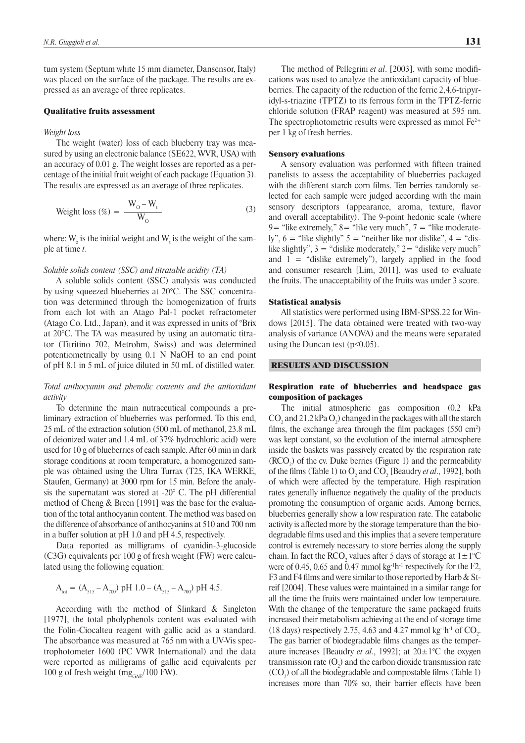tum system (Septum white 15 mm diameter, Dansensor, Italy) was placed on the surface of the package. The results are expressed as an average of three replicates.

### Qualitative fruits assessment

*Weight loss*

The weight (water) loss of each blueberry tray was measured by using an electronic balance (SE622, WVR, USA) with an accuracy of 0.01 g. The weight losses are reported as a percentage of the initial fruit weight of each package (Equation 3). The results are expressed as an average of three replicates.

$$\text{Weight loss (\%)} = \frac{W_o - W_t}{W_o} \tag{3}$$

where: $W_o$ is the initial weight and $W_t$ is the weight of the sample at time *t*.

*Soluble solids content (SSC) and titratable acidity (TA)*

A soluble solids content (SSC) analysis was conducted by using squeezed blueberries at 20°C. The SSC concentration was determined through the homogenization of fruits from each lot with an Atago Pal-1 pocket refractometer (Atago Co. Ltd., Japan), and it was expressed in units of °Brix at 20°C. The TA was measured by using an automatic titrator (Titritino 702, Metrohm, Swiss) and was determined potentiometrically by using 0.1 N NaOH to an end point of pH 8.1 in 5 mL of juice diluted in 50 mL of distilled water.

*Total anthocyanin and phenolic contents and the antioxidant activity*

To determine the main nutraceutical compounds a preliminary extraction of blueberries was performed. To this end, 25 mL of the extraction solution (500 mL of methanol, 23.8 mL of deionized water and 1.4 mL of 37% hydrochloric acid) were used for 10 g of blueberries of each sample. After 60 min in dark storage conditions at room temperature, a homogenized sample was obtained using the Ultra Turrax (T25, IKA WERKE, Staufen, Germany) at 3000 rpm for 15 min. Before the analysis the supernatant was stored at -20° C. The pH differential method of Cheng & Breen [1991] was the base for the evaluation of the total anthocyanin content. The method was based on the difference of absorbance of anthocyanins at 510 and 700 nm in a buffer solution at pH 1.0 and pH 4.5, respectively.

Data reported as milligrams of cyanidin-3-glucoside (C3G) equivalents per 100 g of fresh weight (FW) were calculated using the following equation:

$$A_{tot} = (A_{515} - A_{700}) \text{ pH } 1.0 - (A_{515} - A_{700}) \text{ pH } 4.5.$$

According with the method of Slinkard & Singleton [1977], the total pholyphenols content was evaluated with the Folin-Ciocalteu reagent with gallic acid as a standard. The absorbance was measured at 765 nm with a UV-Vis spectrophotometer 1600 (PC VWR International) and the data were reported as milligrams of gallic acid equivalents per 100 g of fresh weight ($mg_{GAE}$/100 FW).

The method of Pellegrini *et al*. [2003], with some modifications was used to analyze the antioxidant capacity of blueberries. The capacity of the reduction of the ferric 2,4,6-tripyridyl-s-triazine (TPTZ) to its ferrous form in the TPTZ-ferric chloride solution (FRAP reagent) was measured at 595 nm. The spectrophotometric results were expressed as mmol $Fe^{2+}$ per 1 kg of fresh berries.

### Sensory evaluations

A sensory evaluation was performed with fifteen trained panelists to assess the acceptability of blueberries packaged with the different starch corn films. Ten berries randomly selected for each sample were judged according with the main sensory descriptors (appearance, aroma, texture, flavor and overall acceptability). The 9-point hedonic scale (where 9= "like extremely," 8= "like very much", 7 = "like moderately", 6 = "like slightly" 5 = "neither like nor dislike", 4 = "dislike slightly", 3 = "dislike moderately," 2= "dislike very much" and 1 = "dislike extremely"), largely applied in the food and consumer research [Lim, 2011], was used to evaluate the fruits. The unacceptability of the fruits was under 3 score.

### Statistical analysis

All statistics were performed using IBM-SPSS.22 for Windows [2015]. The data obtained were treated with two-way analysis of variance (ANOVA) and the means were separated using the Duncan test ($p \leq 0.05$).

## RESULTS AND DISCUSSION

### Respiration rate of blueberries and headspace gas composition of packages

The initial atmospheric gas composition (0.2 kPa $CO_2$ and 21.2 kPa $O_2$) changed in the packages with all the starch films, the exchange area through the film packages (550 $cm^2$) was kept constant, so the evolution of the internal atmosphere inside the baskets was passively created by the respiration rate ($RCO_2$) of the cv. Duke berries (Figure 1) and the permeability of the films (Table 1) to $O_2$ and $CO_2$ [Beaudry *et al*., 1992], both of which were affected by the temperature. High respiration rates generally influence negatively the quality of the products promoting the consumption of organic acids. Among berries, blueberries generally show a low respiration rate. The catabolic activity is affected more by the storage temperature than the biodegradable films used and this implies that a severe temperature control is extremely necessary to store berries along the supply chain. In fact the $RCO_2$ values after 5 days of storage at 1±1°C were of 0.45, 0.65 and 0.47 mmol $kg^{-1}h^{-1}$ respectively for the F2, F3 and F4 films and were similar to those reported by Harb & Streif [2004]. These values were maintained in a similar range for all the time the fruits were maintained under low temperature. With the change of the temperature the same packaged fruits increased their metabolism achieving at the end of storage time (18 days) respectively 2.75, 4.63 and 4.27 mmol $kg^{-1}h^{-1}$ of $CO_2$. The gas barrier of biodegradable films changes as the temperature increases [Beaudry *et al*., 1992]; at 20±1°C the oxygen transmission rate ($O_2$) and the carbon dioxide transmission rate ($CO_2$) of all the biodegradable and compostable films (Table 1) increases more than 70% so, their barrier effects have been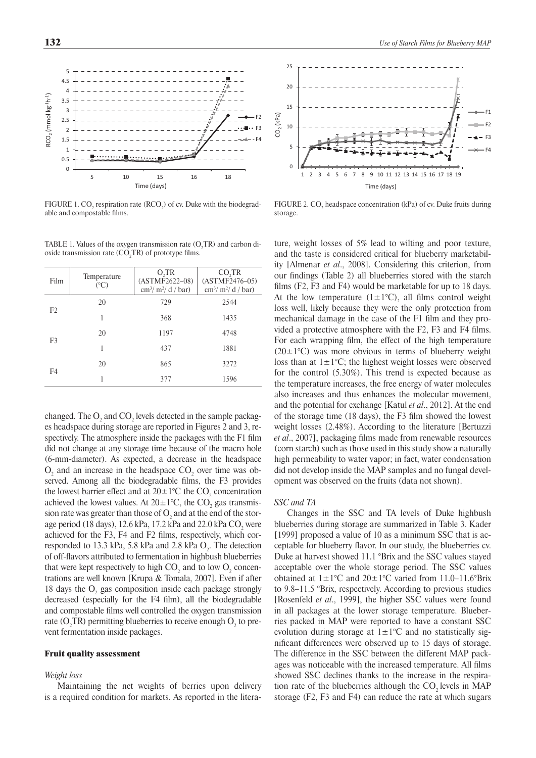FIGURE 1. $CO_2$ respiration rate ($RCO_2$) of cv. Duke with the biodegradable and compostable films.

FIGURE 2. $CO_2$ headspace concentration (kPa) of cv. Duke fruits during storage.

TABLE 1. Values of the oxygen transmission rate ($O_2TR$) and carbon dioxide transmission rate ($CO_2TR$) of prototype films.

| Film | Temperature (°C) | $O_2TR$ (ASTMF2622–08) cm³/ m²/ d / bar) | $CO_2TR$ (ASTMF2476–05) cm³/ m²/ d / bar) |
|---|---|---|---|
| F2 | 20 | 729 | 2544 |
| | 1 | 368 | 1435 |
| F3 | 20 | 1197 | 4748 |
| | 1 | 437 | 1881 |
| F4 | 20 | 865 | 3272 |
| | 1 | 377 | 1596 |

changed. The $O_2$ and $CO_2$ levels detected in the sample packages headspace during storage are reported in Figures 2 and 3, respectively. The atmosphere inside the packages with the F1 film did not change at any storage time because of the macro hole (6-mm-diameter). As expected, a decrease in the headspace $O_2$ and an increase in the headspace $CO_2$ over time was observed. Among all the biodegradable films, the F3 provides the lowest barrier effect and at 20±1°C the $CO_2$ concentration achieved the lowest values. At 20±1°C, the $CO_2$ gas transmission rate was greater than those of $O_2$ and at the end of the storage period (18 days), 12.6 kPa, 17.2 kPa and 22.0 kPa $CO_2$ were achieved for the F3, F4 and F2 films, respectively, which corresponded to 13.3 kPa, 5.8 kPa and 2.8 kPa $O_2$. The detection of off-flavors attributed to fermentation in highbush blueberries that were kept respectively to high $CO_2$ and to low $O_2$ concentrations are well known [Krupa & Tomala, 2007]. Even if after 18 days the $O_2$ gas composition inside each package strongly decreased (especially for the F4 film), all the biodegradable and compostable films well controlled the oxygen transmission rate ($O_2TR$) permitting blueberries to receive enough $O_2$ to prevent fermentation inside packages.

## Fruit quality assessment

### *Weight loss*

Maintaining the net weights of berries upon delivery is a required condition for markets. As reported in the literature, weight losses of 5% lead to wilting and poor texture, and the taste is considered critical for blueberry marketability [Almenar *et al*., 2008]. Considering this criterion, from our findings (Table 2) all blueberries stored with the starch films (F2, F3 and F4) would be marketable for up to 18 days. At the low temperature (1±1°C), all films control weight loss well, likely because they were the only protection from mechanical damage in the case of the F1 film and they provided a protective atmosphere with the F2, F3 and F4 films. For each wrapping film, the effect of the high temperature (20±1°C) was more obvious in terms of blueberry weight loss than at 1±1°C; the highest weight losses were observed for the control (5.30%). This trend is expected because as the temperature increases, the free energy of water molecules also increases and thus enhances the molecular movement, and the potential for exchange [Katul *et al*., 2012]. At the end of the storage time (18 days), the F3 film showed the lowest weight losses (2.48%). According to the literature [Bertuzzi *et al*., 2007], packaging films made from renewable resources (corn starch) such as those used in this study show a naturally high permeability to water vapor; in fact, water condensation did not develop inside the MAP samples and no fungal development was observed on the fruits (data not shown).

### *SSC and TA*

Changes in the SSC and TA levels of Duke highbush blueberries during storage are summarized in Table 3. Kader [1999] proposed a value of 10 as a minimum SSC that is acceptable for blueberry flavor. In our study, the blueberries cv. Duke at harvest showed 11.1 °Brix and the SSC values stayed acceptable over the whole storage period. The SSC values obtained at 1±1°C and 20±1°C varied from 11.0–11.6°Brix to 9.8–11.5 °Brix, respectively. According to previous studies [Rosenfeld *et al*., 1999], the higher SSC values were found in all packages at the lower storage temperature. Blueberries packed in MAP were reported to have a constant SSC evolution during storage at 1±1°C and no statistically significant differences were observed up to 15 days of storage. The difference in the SSC between the different MAP packages was noticeable with the increased temperature. All films showed SSC declines thanks to the increase in the respiration rate of the blueberries although the $CO_2$ levels in MAP storage (F2, F3 and F4) can reduce the rate at which sugars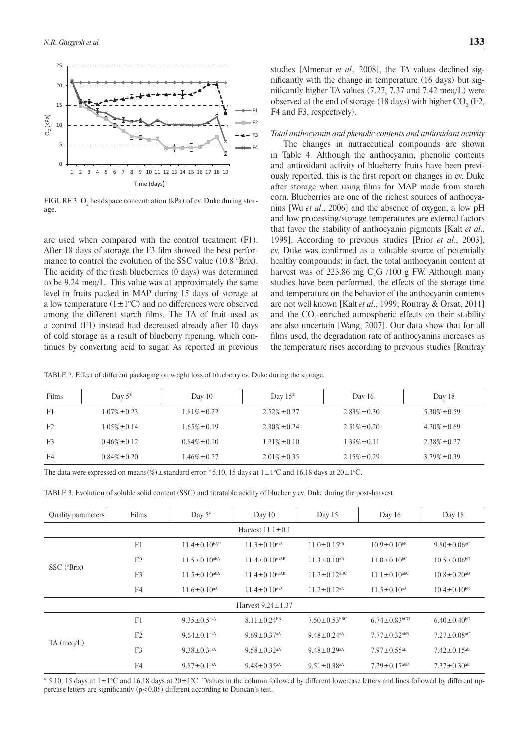FIGURE 3. $O_2$ headspace concentration (kPa) of cv. Duke during storage.

are used when compared with the control treatment (F1). After 18 days of storage the F3 film showed the best performance to control the evolution of the SSC value (10.8 °Brix). The acidity of the fresh blueberries (0 days) was determined to be 9.24 meq/L. This value was at approximately the same level in fruits packed in MAP during 15 days of storage at a low temperature (1±1°C) and no differences were observed among the different starch films. The TA of fruit used as a control (F1) instead had decreased already after 10 days of cold storage as a result of blueberry ripening, which continues by converting acid to sugar. As reported in previous studies [Almenar *et al.,* 2008], the TA values declined significantly with the change in temperature (16 days) but significantly higher TA values (7.27, 7.37 and 7.42 meq/L) were observed at the end of storage (18 days) with higher $CO_2$ (F2, F4 and F3, respectively).

*Total anthocyanin and phenolic contents and antioxidant activity*

The changes in nutraceutical compounds are shown in Table 4. Although the anthocyanin, phenolic contents and antioxidant activity of blueberry fruits have been previously reported, this is the first report on changes in cv. Duke after storage when using films for MAP made from starch corn. Blueberries are one of the richest sources of anthocyanins [Wu *et al*., 2006] and the absence of oxygen, a low pH and low processing/storage temperatures are external factors that favor the stability of anthocyanin pigments [Kalt *et al*., 1999]. According to previous studies [Prior *et al*., 2003], cv. Duke was confirmed as a valuable source of potentially healthy compounds; in fact, the total anthocyanin content at harvest was of 223.86 mg $C_3G$ /100 g FW. Although many studies have been performed, the effects of the storage time and temperature on the behavior of the anthocyanin contents are not well known [Kalt *et al*., 1999; Routray & Orsat, 2011] and the $CO_2$-enriched atmospheric effects on their stability are also uncertain [Wang, 2007]. Our data show that for all films used, the degradation rate of anthocyanins increases as the temperature rises according to previous studies [Routray

TABLE 2. Effect of different packaging on weight loss of blueberry cv. Duke during the storage.

| Films | Day 5* | Day 10 | Day 15* | Day 16 | Day 18 |
|---|---|---|---|---|---|
| F1 | 1.07%±0.23 | 1.81%±0.22 | 2.52%±0.27 | 2.83%±0.30 | 5.30%±0.59 |
| F2 | 1.05%±0.14 | 1.65%±0.19 | 2.30%±0.24 | 2.51%±0.20 | 4.20%±0.69 |
| F3 | 0.46%±0.12 | 0.84%±0.10 | 1.21%±0.10 | 1.39%±0.11 | 2.38%±0.27 |
| F4 | 0.84%±0.20 | 1.46%±0.27 | 2.01%±0.35 | 2.15%±0.29 | 3.79%±0.39 |

The data were expressed on means(%)±standard error. *5,10, 15 days at 1±1°C and 16,18 days at 20±1°C.

TABLE 3. Evolution of soluble solid content (SSC) and titratable acidity of blueberry cv. Duke during the post-harvest.

| Quality parameters | Films | Day 5* | Day 10 | Day 15 | Day 16 | Day 18 |
|---|---|---|---|---|---|---|
| | | | Harvest 11.1±0.1 | | | |
| SSC (°Brix) | F1 | $11.4\pm0.10^{bA**}$ | $11.3\pm0.10^{nsA}$ | $11.0\pm0.15^{bB}$ | $10.9\pm0.10^{bB}$ | $9.80\pm0.06^{cC}$ |
| | F2 | $11.5\pm0.10^{abA}$ | $11.4\pm0.10^{nsAB}$ | $11.3\pm0.10^{aB}$ | $11.0\pm0.10^{bC}$ | $10.5\pm0.06^{bD}$ |
| | F3 | $11.5\pm0.10^{abA}$ | $11.4\pm0.10^{nsAB}$ | $11.2\pm0.12^{aBC}$ | $11.1\pm0.10^{abC}$ | $10.8\pm0.20^{aD}$ |
| | F4 | $11.6\pm0.10^{aA}$ | $11.4\pm0.10^{nsA}$ | $11.2\pm0.12^{aA}$ | $11.5\pm0.10^{aA}$ | $10.4\pm0.10^{bB}$ |
| | | | Harvest 9.24±1.37 | | | |
| TA (meq/L) | F1 | $9.35\pm0.5^{nsA}$ | $8.11\pm0.24^{bB}$ | $7.50\pm0.53^{bBC}$ | $6.74\pm0.83^{bCD}$ | $6.40\pm0.40^{bD}$ |
| | F2 | $9.64\pm0.1^{nsA}$ | $9.69\pm0.37^{aA}$ | $9.48\pm0.24^{aA}$ | $7.77\pm0.32^{abB}$ | $7.27\pm0.08^{aC}$ |
| | F3 | $9.38\pm0.3^{nsA}$ | $9.58\pm0.32^{aA}$ | $9.48\pm0.29^{aA}$ | $7.97\pm0.55^{aB}$ | $7.42\pm0.15^{aB}$ |
| | F4 | $9.87\pm0.1^{nsA}$ | $9.48\pm0.35^{aA}$ | $9.51\pm0.38^{aA}$ | $7.29\pm0.17^{abB}$ | $7.37\pm0.30^{aB}$ |

* 5,10, 15 days at 1±1°C and 16,18 days at 20±1°C. **Values in the column followed by different lowercase letters and lines followed by different uppercase letters are significantly ($p<0.05$) different according to Duncan's test.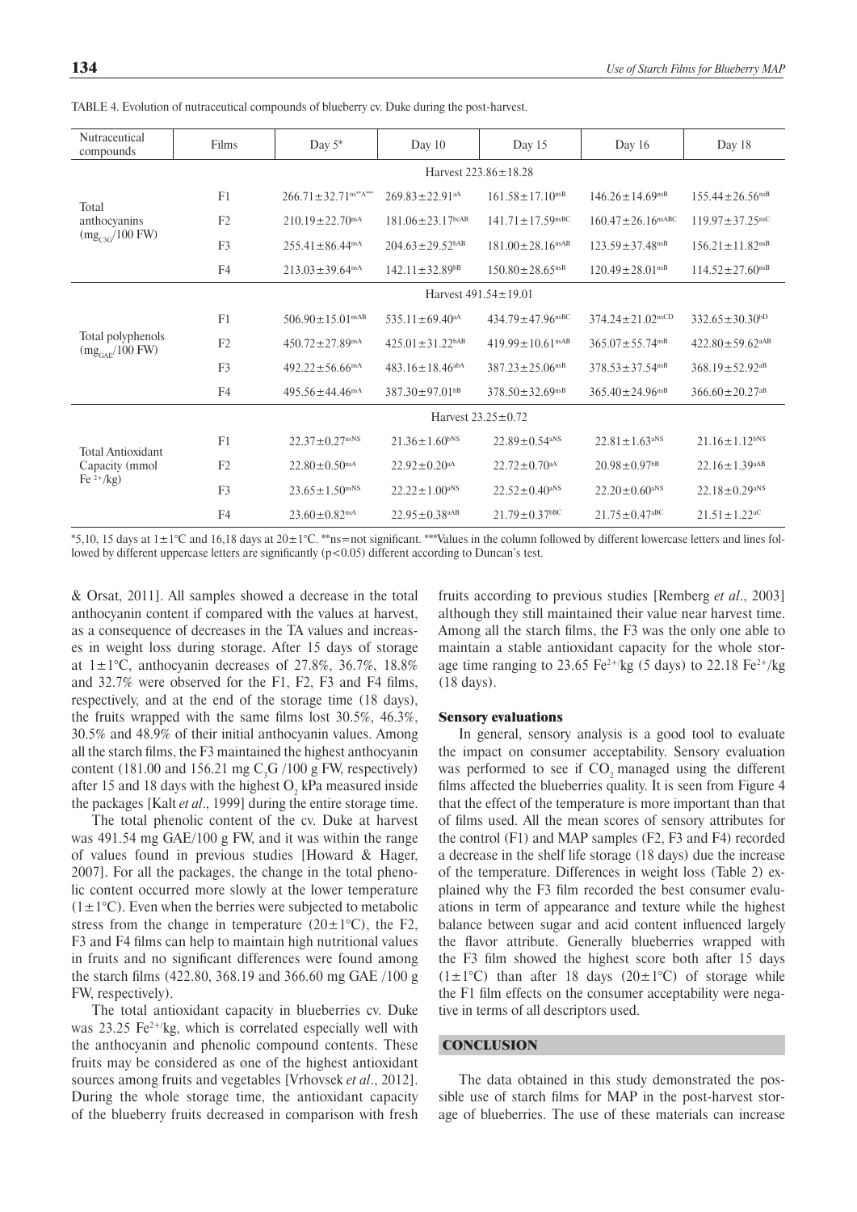TABLE 4. Evolution of nutraceutical compounds of blueberry cv. Duke during the post-harvest.

| Nutraceutical compounds | Films | Day 5* | Day 10 | Day 15 | Day 16 | Day 18 |
|---|---|---|---|---|---|---|
| Total anthocyanins ($mg_{C3G}$/100 FW) | | Harvest 223.86±18.28 | | | | |
| | F1 | 266.71±32.71[ns**A***] | 269.83±22.91[aA] | 161.58±17.10[nsB] | 146.26±14.69[nsB] | 155.44±26.56[nsB] |
| | F2 | 210.19±22.70[nsA] | 181.06±23.17[bcAB] | 141.71±17.59[nsBC] | 160.47±26.16[nsABC] | 119.97±37.25[nsC] |
| | F3 | 255.41±86.44[nsA] | 204.63±29.52[bAB] | 181.00±28.16[nsAB] | 123.59±37.48[nsB] | 156.21±11.82[nsB] |
| | F4 | 213.03±39.64[nsA] | 142.11±32.89[bB] | 150.80±28.65[nsB] | 120.49±28.01[nsB] | 114.52±27.60[nsB] |
| Total polyphenols ($mg_{GAE}$/100 FW) | | Harvest 491.54±19.01 | | | | |
| | F1 | 506.90±15.01[nsAB] | 535.11±69.40[aA] | 434.79±47.96[nsBC] | 374.24±21.02[nsCD] | 332.65±30.30[bD] |
| | F2 | 450.72±27.89[nsA] | 425.01±31.22[bAB] | 419.99±10.61[nsAB] | 365.07±55.74[nsB] | 422.80±59.62[aAB] |
| | F3 | 492.22±56.66[nsA] | 483.16±18.46[abA] | 387.23±25.06[nsB] | 378.53±37.54[nsB] | 368.19±52.92[aB] |
| | F4 | 495.56±44.46[nsA] | 387.30±97.01[bB] | 378.50±32.69[nsB] | 365.40±24.96[nsB] | 366.60±20.27[aB] |
| Total Antioxidant Capacity (mmol $Fe^{2+}$/kg) | | Harvest 23.25±0.72 | | | | |
| | F1 | 22.37±0.27[nsNS] | 21.36±1.60[bNS] | 22.89±0.54[aNS] | 22.81±1.63[aNS] | 21.16±1.12[bNS] |
| | F2 | 22.80±0.50[nsA] | 22.92±0.20[aA] | 22.72±0.70[aA] | 20.98±0.97[bB] | 22.16±1.39[aAB] |
| | F3 | 23.65±1.50[nsNS] | 22.22±1.00[aNS] | 22.52±0.40[aNS] | 22.20±0.60[aNS] | 22.18±0.29[aNS] |
| | F4 | 23.60±0.82[nsA] | 22.95±0.38[aAB] | 21.79±0.37[bBC] | 21.75±0.47[aBC] | 21.51±1.22[aC] |

*5,10, 15 days at 1±1°C and 16,18 days at 20±1°C. **ns=not significant. ***Values in the column followed by different lowercase letters and lines followed by different uppercase letters are significantly ($p<0.05$) different according to Duncan's test.

& Orsat, 2011]. All samples showed a decrease in the total anthocyanin content if compared with the values at harvest, as a consequence of decreases in the TA values and increases in weight loss during storage. After 15 days of storage at 1±1°C, anthocyanin decreases of 27.8%, 36.7%, 18.8% and 32.7% were observed for the F1, F2, F3 and F4 films, respectively, and at the end of the storage time (18 days), the fruits wrapped with the same films lost 30.5%, 46.3%, 30.5% and 48.9% of their initial anthocyanin values. Among all the starch films, the F3 maintained the highest anthocyanin content (181.00 and 156.21 mg $C_3G$ /100 g FW, respectively) after 15 and 18 days with the highest $O_2$ kPa measured inside the packages [Kalt *et al*., 1999] during the entire storage time.

The total phenolic content of the cv. Duke at harvest was 491.54 mg GAE/100 g FW, and it was within the range of values found in previous studies [Howard & Hager, 2007]. For all the packages, the change in the total phenolic content occurred more slowly at the lower temperature (1±1°C). Even when the berries were subjected to metabolic stress from the change in temperature (20±1°C), the F2, F3 and F4 films can help to maintain high nutritional values in fruits and no significant differences were found among the starch films (422.80, 368.19 and 366.60 mg GAE /100 g FW, respectively).

The total antioxidant capacity in blueberries cv. Duke was 23.25 $Fe^{2+}$/kg, which is correlated especially well with the anthocyanin and phenolic compound contents. These fruits may be considered as one of the highest antioxidant sources among fruits and vegetables [Vrhovsek *et al*., 2012]. During the whole storage time, the antioxidant capacity of the blueberry fruits decreased in comparison with fresh fruits according to previous studies [Remberg *et al*., 2003] although they still maintained their value near harvest time. Among all the starch films, the F3 was the only one able to maintain a stable antioxidant capacity for the whole storage time ranging to 23.65 $Fe^{2+}$/kg (5 days) to 22.18 $Fe^{2+}$/kg (18 days).

### Sensory evaluations

In general, sensory analysis is a good tool to evaluate the impact on consumer acceptability. Sensory evaluation was performed to see if $CO_2$ managed using the different films affected the blueberries quality. It is seen from Figure 4 that the effect of the temperature is more important than that of films used. All the mean scores of sensory attributes for the control (F1) and MAP samples (F2, F3 and F4) recorded a decrease in the shelf life storage (18 days) due the increase of the temperature. Differences in weight loss (Table 2) explained why the F3 film recorded the best consumer evaluations in term of appearance and texture while the highest balance between sugar and acid content influenced largely the flavor attribute. Generally blueberries wrapped with the F3 film showed the highest score both after 15 days (1±1°C) than after 18 days (20±1°C) of storage while the F1 film effects on the consumer acceptability were negative in terms of all descriptors used.

## CONCLUSION

The data obtained in this study demonstrated the possible use of starch films for MAP in the post-harvest storage of blueberries. The use of these materials can increase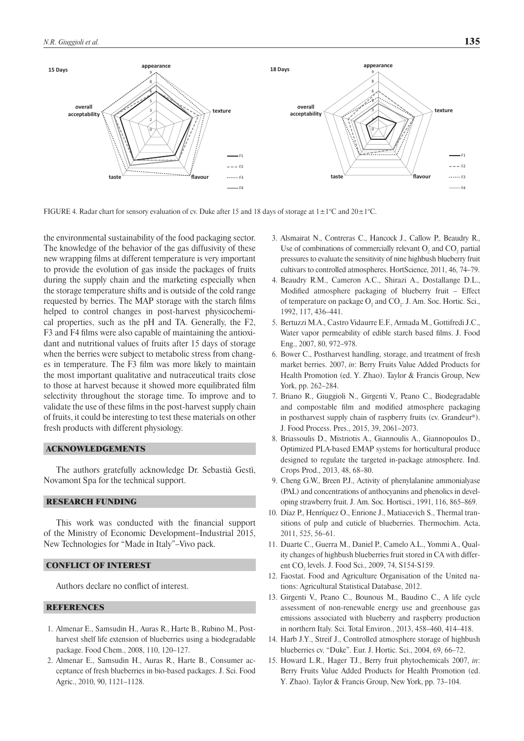FIGURE 4. Radar chart for sensory evaluation of cv. Duke after 15 and 18 days of storage at 1±1°C and 20±1°C.

the environmental sustainability of the food packaging sector. The knowledge of the behavior of the gas diffusivity of these new wrapping films at different temperature is very important to provide the evolution of gas inside the packages of fruits during the supply chain and the marketing especially when the storage temperature shifts and is outside of the cold range requested by berries. The MAP storage with the starch films helped to control changes in post-harvest physicochemical properties, such as the pH and TA. Generally, the F2, F3 and F4 films were also capable of maintaining the antioxidant and nutritional values of fruits after 15 days of storage when the berries were subject to metabolic stress from changes in temperature. The F3 film was more likely to maintain the most important qualitative and nutraceutical traits close to those at harvest because it showed more equilibrated film selectivity throughout the storage time. To improve and to validate the use of these films in the post-harvest supply chain of fruits, it could be interesting to test these materials on other fresh products with different physiology.

## ACKNOWLEDGEMENTS

The authors gratefully acknowledge Dr. Sebastià Gestì, Novamont Spa for the technical support.

## RESEARCH FUNDING

This work was conducted with the financial support of the Ministry of Economic Development–Industrial 2015, New Technologies for "Made in Italy"–Vivo pack.

## CONFLICT OF INTEREST

Authors declare no conflict of interest.

## REFERENCES

1. Almenar E., Samsudin H., Auras R., Harte B., Rubino M., Postharvest shelf life extension of blueberries using a biodegradable package. Food Chem., 2008, 110, 120–127.
2. Almenar E., Samsudin H., Auras R., Harte B., Consumer acceptance of fresh blueberries in bio-based packages. J. Sci. Food Agric., 2010, 90, 1121–1128.
3. Alsmairat N., Contreras C., Hancock J., Callow P., Beaudry R., Use of combinations of commercially relevant $O_2$ and $CO_2$ partial pressures to evaluate the sensitivity of nine highbush blueberry fruit cultivars to controlled atmospheres. HortScience, 2011, 46, 74–79.
4. Beaudry R.M., Cameron A.C., Shirazi A., Dostallange D.L., Modified atmosphere packaging of blueberry fruit – Effect of temperature on package $O_2$ and $CO_2$. J. Am. Soc. Hortic. Sci., 1992, 117, 436–441.
5. Bertuzzi M.A., Castro Vidaurre E.F., Armada M., Gottifredi J.C., Water vapor permeability of edible starch based films. J. Food Eng., 2007, 80, 972–978.
6. Bower C., Postharvest handling, storage, and treatment of fresh market berries. 2007, *in*: Berry Fruits Value Added Products for Health Promotion (ed. Y. Zhao). Taylor & Francis Group, New York, pp. 262–284.
7. Briano R., Giuggioli N., Girgenti V., Peano C., Biodegradable and compostable film and modified atmosphere packaging in postharvest supply chain of raspberry fruits (cv. Grandeur®). J. Food Process. Pres., 2015, 39, 2061–2073.
8. Briassoulis D., Mistriotis A., Giannoulis A., Giannopoulos D., Optimized PLA-based EMAP systems for horticultural produce designed to regulate the targeted in-package atmosphere. Ind. Crops Prod., 2013, 48, 68–80.
9. Cheng G.W., Breen P.J., Activity of phenylalanine ammonialyase (PAL) and concentrations of anthocyanins and phenolics in developing strawberry fruit. J. Am. Soc. Hortisci., 1991, 116, 865–869.
10. Díaz P., Henríquez O., Enrione J., Matiacevich S., Thermal transitions of pulp and cuticle of blueberries. Thermochim. Acta, 2011, 525, 56–61.
11. Duarte C., Guerra M., Daniel P., Camelo A.L., Yommi A., Quality changes of highbush blueberries fruit stored in CA with different $CO_2$ levels. J. Food Sci., 2009, 74, S154-S159.
12. Faostat. Food and Agriculture Organisation of the United nations: Agricultural Statistical Database, 2012.
13. Girgenti V., Peano C., Bounous M., Baudino C., A life cycle assessment of non-renewable energy use and greenhouse gas emissions associated with blueberry and raspberry production in northern Italy. Sci. Total Environ., 2013, 458–460, 414–418.
14. Harb J.Y., Streif J., Controlled atmosphere storage of highbush blueberries cv. "Duke". Eur. J. Hortic. Sci., 2004, 69, 66–72.
15. Howard L.R., Hager TJ., Berry fruit phytochemicals 2007, *in*: Berry Fruits Value Added Products for Health Promotion (ed. Y. Zhao). Taylor & Francis Group, New York, pp. 73–104.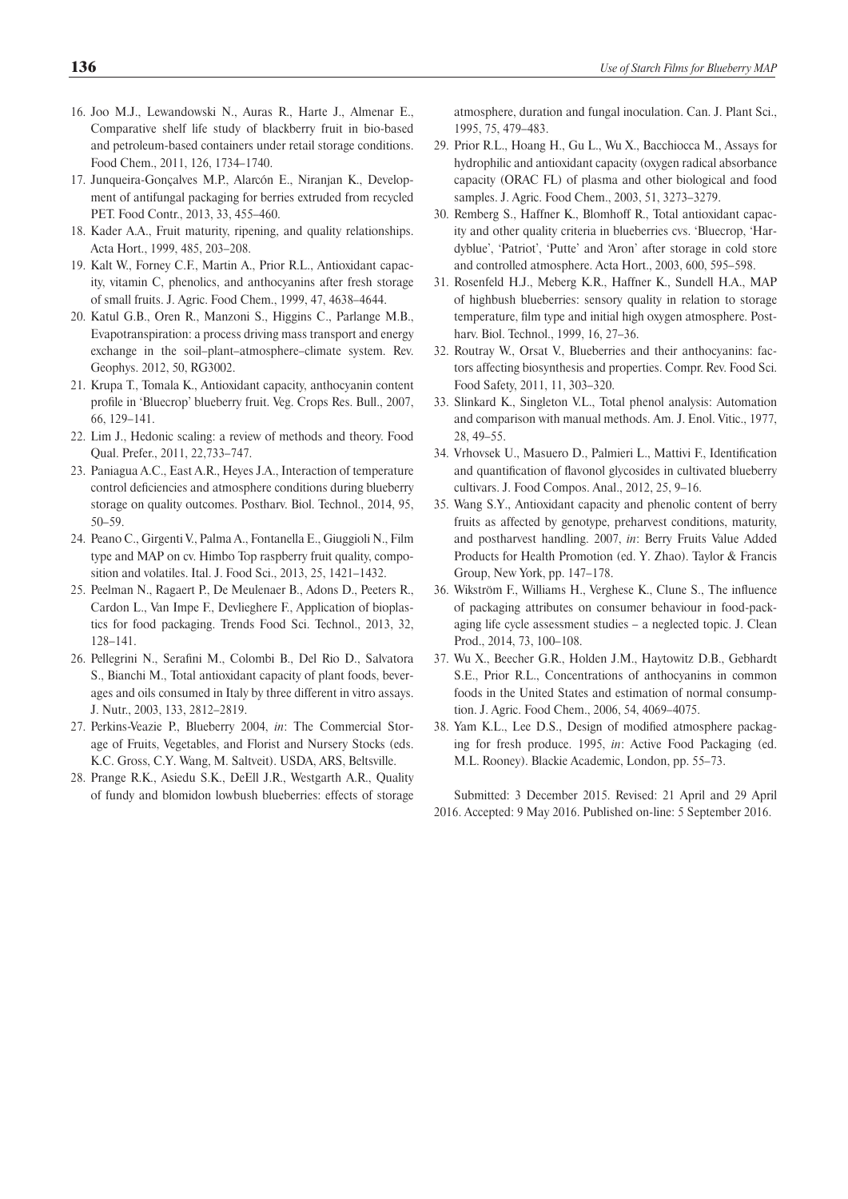16. Joo M.J., Lewandowski N., Auras R., Harte J., Almenar E., Comparative shelf life study of blackberry fruit in bio-based and petroleum-based containers under retail storage conditions. Food Chem., 2011, 126, 1734–1740.
17. Junqueira-Gonçalves M.P., Alarcón E., Niranjan K., Development of antifungal packaging for berries extruded from recycled PET. Food Contr., 2013, 33, 455–460.
18. Kader A.A., Fruit maturity, ripening, and quality relationships. Acta Hort., 1999, 485, 203–208.
19. Kalt W., Forney C.F., Martin A., Prior R.L., Antioxidant capacity, vitamin C, phenolics, and anthocyanins after fresh storage of small fruits. J. Agric. Food Chem., 1999, 47, 4638–4644.
20. Katul G.B., Oren R., Manzoni S., Higgins C., Parlange M.B., Evapotranspiration: a process driving mass transport and energy exchange in the soil–plant–atmosphere–climate system. Rev. Geophys. 2012, 50, RG3002.
21. Krupa T., Tomala K., Antioxidant capacity, anthocyanin content profile in 'Bluecrop' blueberry fruit. Veg. Crops Res. Bull., 2007, 66, 129–141.
22. Lim J., Hedonic scaling: a review of methods and theory. Food Qual. Prefer., 2011, 22,733–747.
23. Paniagua A.C., East A.R., Heyes J.A., Interaction of temperature control deficiencies and atmosphere conditions during blueberry storage on quality outcomes. Postharv. Biol. Technol., 2014, 95, 50–59.
24. Peano C., Girgenti V., Palma A., Fontanella E., Giuggioli N., Film type and MAP on cv. Himbo Top raspberry fruit quality, composition and volatiles. Ital. J. Food Sci., 2013, 25, 1421–1432.
25. Peelman N., Ragaert P., De Meulenaer B., Adons D., Peeters R., Cardon L., Van Impe F., Devlieghere F., Application of bioplastics for food packaging. Trends Food Sci. Technol., 2013, 32, 128–141.
26. Pellegrini N., Serafini M., Colombi B., Del Rio D., Salvatora S., Bianchi M., Total antioxidant capacity of plant foods, beverages and oils consumed in Italy by three different in vitro assays. J. Nutr., 2003, 133, 2812–2819.
27. Perkins-Veazie P., Blueberry 2004, *in*: The Commercial Storage of Fruits, Vegetables, and Florist and Nursery Stocks (eds. K.C. Gross, C.Y. Wang, M. Saltveit). USDA, ARS, Beltsville.
28. Prange R.K., Asiedu S.K., DeEll J.R., Westgarth A.R., Quality of fundy and blomidon lowbush blueberries: effects of storage atmosphere, duration and fungal inoculation. Can. J. Plant Sci., 1995, 75, 479–483.
29. Prior R.L., Hoang H., Gu L., Wu X., Bacchiocca M., Assays for hydrophilic and antioxidant capacity (oxygen radical absorbance capacity (ORAC FL) of plasma and other biological and food samples. J. Agric. Food Chem., 2003, 51, 3273–3279.
30. Remberg S., Haffner K., Blomhoff R., Total antioxidant capacity and other quality criteria in blueberries cvs. 'Bluecrop, 'Hardyblue', 'Patriot', 'Putte' and 'Aron' after storage in cold store and controlled atmosphere. Acta Hort., 2003, 600, 595–598.
31. Rosenfeld H.J., Meberg K.R., Haffner K., Sundell H.A., MAP of highbush blueberries: sensory quality in relation to storage temperature, film type and initial high oxygen atmosphere. Postharv. Biol. Technol., 1999, 16, 27–36.
32. Routray W., Orsat V., Blueberries and their anthocyanins: factors affecting biosynthesis and properties. Compr. Rev. Food Sci. Food Safety, 2011, 11, 303–320.
33. Slinkard K., Singleton V.L., Total phenol analysis: Automation and comparison with manual methods. Am. J. Enol. Vitic., 1977, 28, 49–55.
34. Vrhovsek U., Masuero D., Palmieri L., Mattivi F., Identification and quantification of flavonol glycosides in cultivated blueberry cultivars. J. Food Compos. Anal., 2012, 25, 9–16.
35. Wang S.Y., Antioxidant capacity and phenolic content of berry fruits as affected by genotype, preharvest conditions, maturity, and postharvest handling. 2007, *in*: Berry Fruits Value Added Products for Health Promotion (ed. Y. Zhao). Taylor & Francis Group, New York, pp. 147–178.
36. Wikström F., Williams H., Verghese K., Clune S., The influence of packaging attributes on consumer behaviour in food-packaging life cycle assessment studies – a neglected topic. J. Clean Prod., 2014, 73, 100–108.
37. Wu X., Beecher G.R., Holden J.M., Haytowitz D.B., Gebhardt S.E., Prior R.L., Concentrations of anthocyanins in common foods in the United States and estimation of normal consumption. J. Agric. Food Chem., 2006, 54, 4069–4075.
38. Yam K.L., Lee D.S., Design of modified atmosphere packaging for fresh produce. 1995, *in*: Active Food Packaging (ed. M.L. Rooney). Blackie Academic, London, pp. 55–73.

Submitted: 3 December 2015. Revised: 21 April and 29 April 2016. Accepted: 9 May 2016. Published on-line: 5 September 2016.